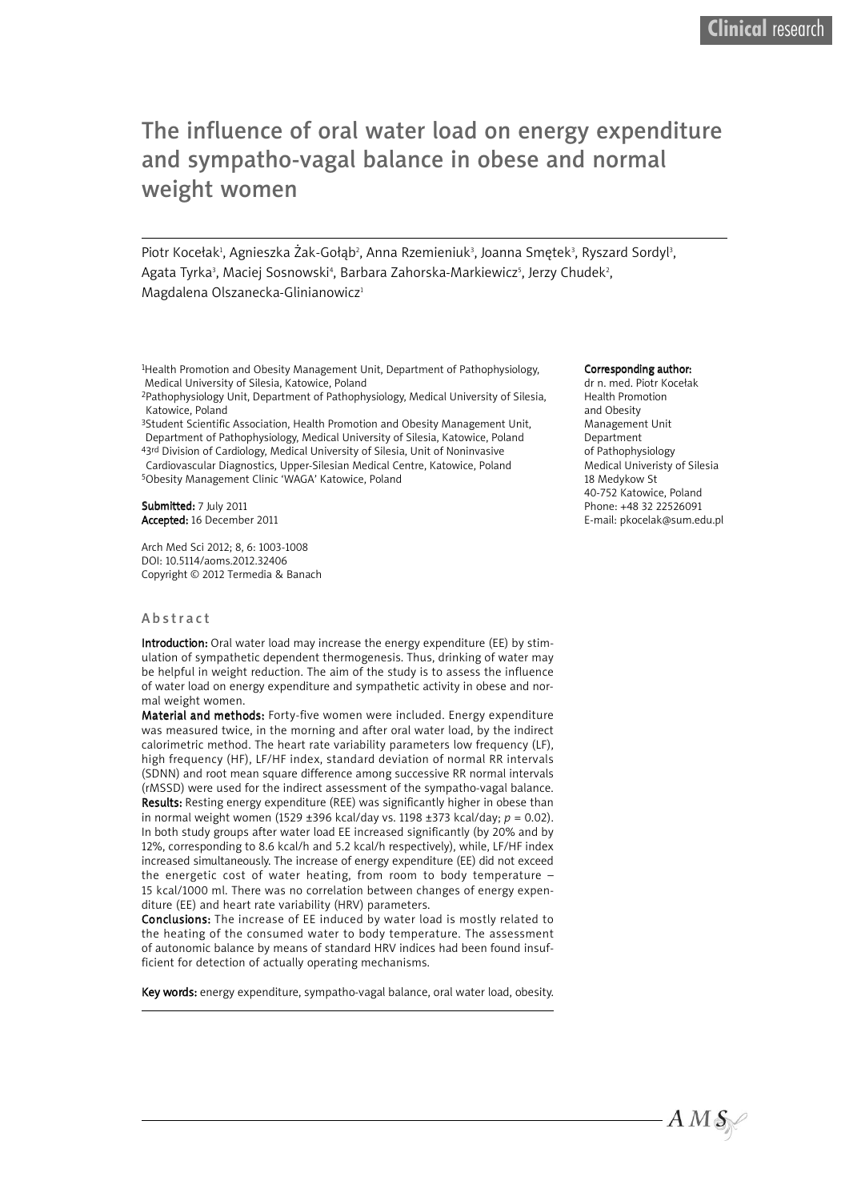# The influence of oral water load on energy expenditure and sympatho-vagal balance in obese and normal weight women

Piotr Kocełak[1], Agnieszka Żak-Gołąb[2], Anna Rzemieniuk[3], Joanna Smętek[3], Ryszard Sordyl[3], Agata Tyrka[3], Maciej Sosnowski[4], Barbara Zahorska-Markiewicz[5], Jerzy Chudek[2], Magdalena Olszanecka-Glinianowicz[1]

[1]Health Promotion and Obesity Management Unit, Department of Pathophysiology, Medical University of Silesia, Katowice, Poland
[2]Pathophysiology Unit, Department of Pathophysiology, Medical University of Silesia, Katowice, Poland
[3]Student Scientific Association, Health Promotion and Obesity Management Unit, Department of Pathophysiology, Medical University of Silesia, Katowice, Poland
[4]3rd Division of Cardiology, Medical University of Silesia, Unit of Noninvasive Cardiovascular Diagnostics, Upper-Silesian Medical Centre, Katowice, Poland
[5]Obesity Management Clinic 'WAGA' Katowice, Poland

**Submitted:** 7 July 2011
**Accepted:** 16 December 2011

Arch Med Sci 2012; 8, 6: 1003-1008
DOI: 10.5114/aoms.2012.32406
Copyright © 2012 Termedia & Banach

**Corresponding author:**
dr n. med. Piotr Kocełak
Health Promotion and Obesity Management Unit
Department of Pathophysiology
Medical Univeristy of Silesia
18 Medykow St
40-752 Katowice, Poland
Phone: +48 32 22526091
E-mail: pkocelak@sum.edu.pl

## Abstract

**Introduction:** Oral water load may increase the energy expenditure (EE) by stimulation of sympathetic dependent thermogenesis. Thus, drinking of water may be helpful in weight reduction. The aim of the study is to assess the influence of water load on energy expenditure and sympathetic activity in obese and normal weight women.

**Material and methods:** Forty-five women were included. Energy expenditure was measured twice, in the morning and after oral water load, by the indirect calorimetric method. The heart rate variability parameters low frequency (LF), high frequency (HF), LF/HF index, standard deviation of normal RR intervals (SDNN) and root mean square difference among successive RR normal intervals (rMSSD) were used for the indirect assessment of the sympatho-vagal balance.

**Results:** Resting energy expenditure (REE) was significantly higher in obese than in normal weight women (1529 ±396 kcal/day vs. 1198 ±373 kcal/day; $p = 0.02$). In both study groups after water load EE increased significantly (by 20% and by 12%, corresponding to 8.6 kcal/h and 5.2 kcal/h respectively), while, LF/HF index increased simultaneously. The increase of energy expenditure (EE) did not exceed the energetic cost of water heating, from room to body temperature – 15 kcal/1000 ml. There was no correlation between changes of energy expenditure (EE) and heart rate variability (HRV) parameters.

**Conclusions:** The increase of EE induced by water load is mostly related to the heating of the consumed water to body temperature. The assessment of autonomic balance by means of standard HRV indices had been found insufficient for detection of actually operating mechanisms.

**Key words:** energy expenditure, sympatho-vagal balance, oral water load, obesity.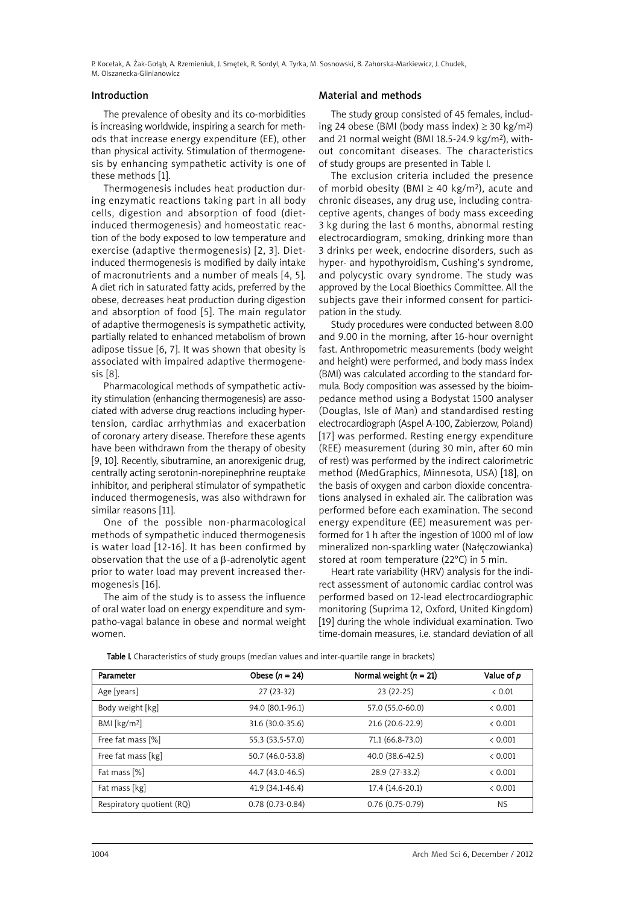## Introduction

The prevalence of obesity and its co-morbidities is increasing worldwide, inspiring a search for methods that increase energy expenditure (EE), other than physical activity. Stimulation of thermogenesis by enhancing sympathetic activity is one of these methods [1].

Thermogenesis includes heat production during enzymatic reactions taking part in all body cells, digestion and absorption of food (diet-induced thermogenesis) and homeostatic reaction of the body exposed to low temperature and exercise (adaptive thermogenesis) [2, 3]. Diet-induced thermogenesis is modified by daily intake of macronutrients and a number of meals [4, 5]. A diet rich in saturated fatty acids, preferred by the obese, decreases heat production during digestion and absorption of food [5]. The main regulator of adaptive thermogenesis is sympathetic activity, partially related to enhanced metabolism of brown adipose tissue [6, 7]. It was shown that obesity is associated with impaired adaptive thermogenesis [8].

Pharmacological methods of sympathetic activity stimulation (enhancing thermogenesis) are associated with adverse drug reactions including hypertension, cardiac arrhythmias and exacerbation of coronary artery disease. Therefore these agents have been withdrawn from the therapy of obesity [9, 10]. Recently, sibutramine, an anorexigenic drug, centrally acting serotonin-norepinephrine reuptake inhibitor, and peripheral stimulator of sympathetic induced thermogenesis, was also withdrawn for similar reasons [11].

One of the possible non-pharmacological methods of sympathetic induced thermogenesis is water load [12-16]. It has been confirmed by observation that the use of a β-adrenolytic agent prior to water load may prevent increased thermogenesis [16].

The aim of the study is to assess the influence of oral water load on energy expenditure and sympatho-vagal balance in obese and normal weight women.

## Material and methods

The study group consisted of 45 females, including 24 obese (BMI (body mass index) ≥ 30 kg/m²) and 21 normal weight (BMI 18.5-24.9 kg/m²), without concomitant diseases. The characteristics of study groups are presented in Table I.

The exclusion criteria included the presence of morbid obesity (BMI ≥ 40 kg/m²), acute and chronic diseases, any drug use, including contraceptive agents, changes of body mass exceeding 3 kg during the last 6 months, abnormal resting electrocardiogram, smoking, drinking more than 3 drinks per week, endocrine disorders, such as hyper- and hypothyroidism, Cushing's syndrome, and polycystic ovary syndrome. The study was approved by the Local Bioethics Committee. All the subjects gave their informed consent for participation in the study.

Study procedures were conducted between 8.00 and 9.00 in the morning, after 16-hour overnight fast. Anthropometric measurements (body weight and height) were performed, and body mass index (BMI) was calculated according to the standard formula. Body composition was assessed by the bioimpedance method using a Bodystat 1500 analyser (Douglas, Isle of Man) and standardised resting electrocardiograph (Aspel A-100, Zabierzow, Poland) [17] was performed. Resting energy expenditure (REE) measurement (during 30 min, after 60 min of rest) was performed by the indirect calorimetric method (MedGraphics, Minnesota, USA) [18], on the basis of oxygen and carbon dioxide concentrations analysed in exhaled air. The calibration was performed before each examination. The second energy expenditure (EE) measurement was performed for 1 h after the ingestion of 1000 ml of low mineralized non-sparkling water (Nałęczowianka) stored at room temperature (22°C) in 5 min.

Heart rate variability (HRV) analysis for the indirect assessment of autonomic cardiac control was performed based on 12-lead electrocardiographic monitoring (Suprima 12, Oxford, United Kingdom) [19] during the whole individual examination. Two time-domain measures, i.e. standard deviation of all

**Table I.** Characteristics of study groups (median values and inter-quartile range in brackets)

| Parameter | Obese ($n$ = 24) | Normal weight ($n$ = 21) | Value of $p$ |
|---|---|---|---|
| Age [years] | 27 (23-32) | 23 (22-25) | < 0.01 |
| Body weight [kg] | 94.0 (80.1-96.1) | 57.0 (55.0-60.0) | < 0.001 |
| BMI [kg/m²] | 31.6 (30.0-35.6) | 21.6 (20.6-22.9) | < 0.001 |
| Free fat mass [%] | 55.3 (53.5-57.0) | 71.1 (66.8-73.0) | < 0.001 |
| Free fat mass [kg] | 50.7 (46.0-53.8) | 40.0 (38.6-42.5) | < 0.001 |
| Fat mass [%] | 44.7 (43.0-46.5) | 28.9 (27-33.2) | < 0.001 |
| Fat mass [kg] | 41.9 (34.1-46.4) | 17.4 (14.6-20.1) | < 0.001 |
| Respiratory quotient (RQ) | 0.78 (0.73-0.84) | 0.76 (0.75-0.79) | NS |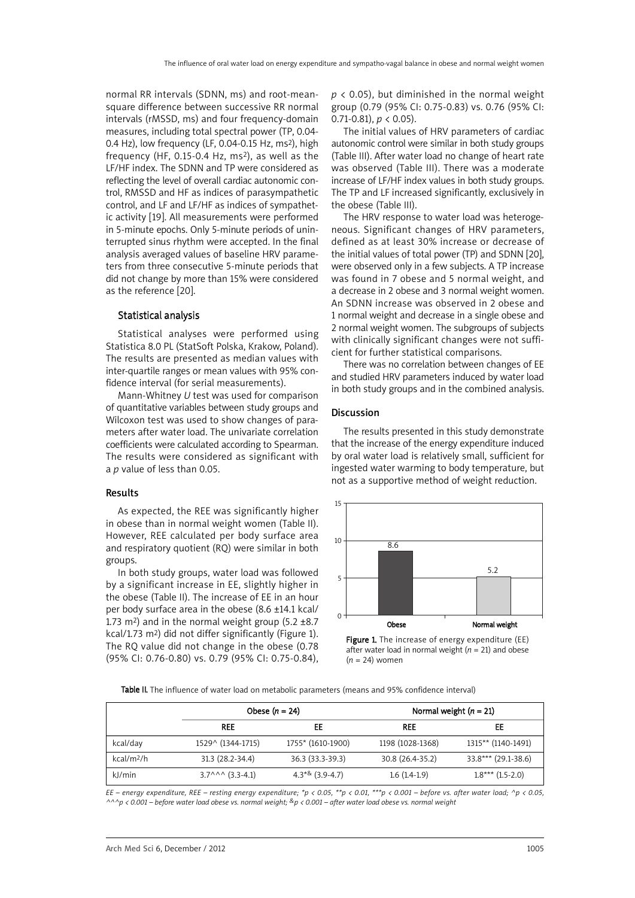normal RR intervals (SDNN, ms) and root-mean-square difference between successive RR normal intervals (rMSSD, ms) and four frequency-domain measures, including total spectral power (TP, 0.04-0.4 Hz), low frequency (LF, 0.04-0.15 Hz, $ms^2$), high frequency (HF, 0.15-0.4 Hz, $ms^2$), as well as the LF/HF index. The SDNN and TP were considered as reflecting the level of overall cardiac autonomic control, RMSSD and HF as indices of parasympathetic control, and LF and LF/HF as indices of sympathetic activity [19]. All measurements were performed in 5-minute epochs. Only 5-minute periods of uninterrupted sinus rhythm were accepted. In the final analysis averaged values of baseline HRV parameters from three consecutive 5-minute periods that did not change by more than 15% were considered as the reference [20].

### Statistical analysis

Statistical analyses were performed using Statistica 8.0 PL (StatSoft Polska, Krakow, Poland). The results are presented as median values with inter-quartile ranges or mean values with 95% confidence interval (for serial measurements).

Mann-Whitney *U* test was used for comparison of quantitative variables between study groups and Wilcoxon test was used to show changes of parameters after water load. The univariate correlation coefficients were calculated according to Spearman. The results were considered as significant with a *p* value of less than 0.05.

## Results

As expected, the REE was significantly higher in obese than in normal weight women (Table II). However, REE calculated per body surface area and respiratory quotient (RQ) were similar in both groups.

In both study groups, water load was followed by a significant increase in EE, slightly higher in the obese (Table II). The increase of EE in an hour per body surface area in the obese (8.6 ±14.1 kcal/1.73 $m^2$) and in the normal weight group (5.2 ±8.7 kcal/1.73 $m^2$) did not differ significantly (Figure 1). The RQ value did not change in the obese (0.78 (95% CI: 0.76-0.80) vs. 0.79 (95% CI: 0.75-0.84), $p < 0.05$), but diminished in the normal weight group (0.79 (95% CI: 0.75-0.83) vs. 0.76 (95% CI: 0.71-0.81), $p < 0.05$).

The initial values of HRV parameters of cardiac autonomic control were similar in both study groups (Table III). After water load no change of heart rate was observed (Table III). There was a moderate increase of LF/HF index values in both study groups. The TP and LF increased significantly, exclusively in the obese (Table III).

The HRV response to water load was heterogeneous. Significant changes of HRV parameters, defined as at least 30% increase or decrease of the initial values of total power (TP) and SDNN [20], were observed only in a few subjects. A TP increase was found in 7 obese and 5 normal weight, and a decrease in 2 obese and 3 normal weight women. An SDNN increase was observed in 2 obese and 1 normal weight and decrease in a single obese and 2 normal weight women. The subgroups of subjects with clinically significant changes were not sufficient for further statistical comparisons.

There was no correlation between changes of EE and studied HRV parameters induced by water load in both study groups and in the combined analysis.

## Discussion

The results presented in this study demonstrate that the increase of the energy expenditure induced by oral water load is relatively small, sufficient for ingested water warming to body temperature, but not as a supportive method of weight reduction.

Figure 1. The increase of energy expenditure (EE) after water load in normal weight (*n* = 21) and obese (*n* = 24) women

Table II. The influence of water load on metabolic parameters (means and 95% confidence interval)

| | Obese (*n* = 24) | | Normal weight (*n* = 21) | |
|---|---|---|---|---|
| | REE | EE | REE | EE |
| kcal/day | 1529^ (1344-1715) | 1755* (1610-1900) | 1198 (1028-1368) | 1315** (1140-1491) |
| kcal/$m^2$/h | 31.3 (28.2-34.4) | 36.3 (33.3-39.3) | 30.8 (26.4-35.2) | 33.8*** (29.1-38.6) |
| kJ/min | 3.7^^^ (3.3-4.1) | 4.3*& (3.9-4.7) | 1.6 (1.4-1.9) | 1.8*** (1.5-2.0) |

*EE – energy expenditure, REE – resting energy expenditure; \*p < 0.05, \*\*p < 0.01, \*\*\*p < 0.001 – before vs. after water load; ^p < 0.05, ^^^p < 0.001 – before water load obese vs. normal weight; &p < 0.001 – after water load obese vs. normal weight*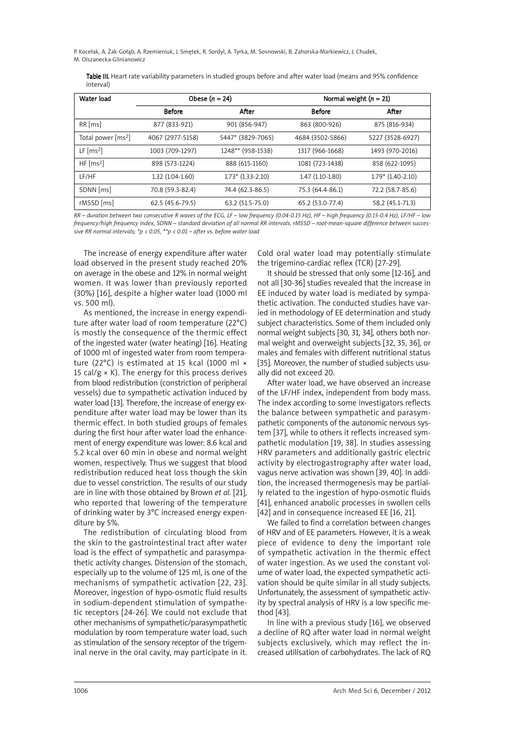**Table III.** Heart rate variability parameters in studied groups before and after water load (means and 95% confidence interval)

| Water load | Obese ($n$ = 24) | | Normal weight ($n$ = 21) | |
|---|---|---|---|---|
| | **Before** | **After** | **Before** | **After** |
| RR [ms] | 877 (833-921) | 901 (856-947) | 863 (800-926) | 875 (816-934) |
| Total power [$ms^2$] | 4067 (2977-5158) | 5447* (3829-7065) | 4684 (3502-5866) | 5227 (3528-6927) |
| LF [$ms^2$] | 1003 (709-1297) | 1248** (958-1538) | 1317 (966-1668) | 1493 (970-2016) |
| HF [$ms^2$] | 898 (573-1224) | 888 (615-1160) | 1081 (723-1438) | 858 (622-1095) |
| LF/HF | 1.32 (1.04-1.60) | 1.73* (1.33-2.10) | 1.47 (1.10-1.80) | 1.79* (1.40-2.10) |
| SDNN [ms] | 70.8 (59.3-82.4) | 74.4 (62.3-86.5) | 75.3 (64.4-86.1) | 72.2 (58.7-85.6) |
| rMSSD [ms] | 62.5 (45.6-79.5) | 63.2 (51.5-75.0) | 65.2 (53.0-77.4) | 58.2 (45.1-71.3) |

*RR – duration between two consecutive R waves of the ECG, LF – low frequency (0.04-0.15 Hz), HF – high frequency (0.15-0.4 Hz), LF/HF – low frequency/high frequency index, SDNN – standard deviation of all normal RR intervals, rMSSD – root-mean-square difference between successive RR normal intervals; *p < 0.05, **p < 0.01 – after vs. before water load*

The increase of energy expenditure after water load observed in the present study reached 20% on average in the obese and 12% in normal weight women. It was lower than previously reported (30%) [16], despite a higher water load (1000 ml vs. 500 ml).

As mentioned, the increase in energy expenditure after water load of room temperature (22°C) is mostly the consequence of the thermic effect of the ingested water (water heating) [16]. Heating of 1000 ml of ingested water from room temperature (22°C) is estimated at 15 kcal (1000 ml × 15 cal/g × K). The energy for this process derives from blood redistribution (constriction of peripheral vessels) due to sympathetic activation induced by water load [13]. Therefore, the increase of energy expenditure after water load may be lower than its thermic effect. In both studied groups of females during the first hour after water load the enhancement of energy expenditure was lower: 8.6 kcal and 5.2 kcal over 60 min in obese and normal weight women, respectively. Thus we suggest that blood redistribution reduced heat loss though the skin due to vessel constriction. The results of our study are in line with those obtained by Brown *et al.* [21], who reported that lowering of the temperature of drinking water by 3°C increased energy expenditure by 5%.

The redistribution of circulating blood from the skin to the gastrointestinal tract after water load is the effect of sympathetic and parasympathetic activity changes. Distension of the stomach, especially up to the volume of 125 ml, is one of the mechanisms of sympathetic activation [22, 23]. Moreover, ingestion of hypo-osmotic fluid results in sodium-dependent stimulation of sympathetic receptors [24-26]. We could not exclude that other mechanisms of sympathetic/parasympathetic modulation by room temperature water load, such as stimulation of the sensory receptor of the trigeminal nerve in the oral cavity, may participate in it. Cold oral water load may potentially stimulate the trigemino-cardiac reflex (TCR) [27-29].

It should be stressed that only some [12-16], and not all [30-36] studies revealed that the increase in EE induced by water load is mediated by sympathetic activation. The conducted studies have varied in methodology of EE determination and study subject characteristics. Some of them included only normal weight subjects [30, 31, 34], others both normal weight and overweight subjects [32, 35, 36], or males and females with different nutritional status [35]. Moreover, the number of studied subjects usually did not exceed 20.

After water load, we have observed an increase of the LF/HF index, independent from body mass. The index according to some investigators reflects the balance between sympathetic and parasympathetic components of the autonomic nervous system [37], while to others it reflects increased sympathetic modulation [19, 38]. In studies assessing HRV parameters and additionally gastric electric activity by electrogastrography after water load, vagus nerve activation was shown [39, 40]. In addition, the increased thermogenesis may be partially related to the ingestion of hypo-osmotic fluids [41], enhanced anabolic processes in swollen cells [42] and in consequence increased EE [16, 21].

We failed to find a correlation between changes of HRV and of EE parameters. However, it is a weak piece of evidence to deny the important role of sympathetic activation in the thermic effect of water ingestion. As we used the constant volume of water load, the expected sympathetic activation should be quite similar in all study subjects. Unfortunately, the assessment of sympathetic activity by spectral analysis of HRV is a low specific method [43].

In line with a previous study [16], we observed a decline of RQ after water load in normal weight subjects exclusively, which may reflect the increased utilisation of carbohydrates. The lack of RQ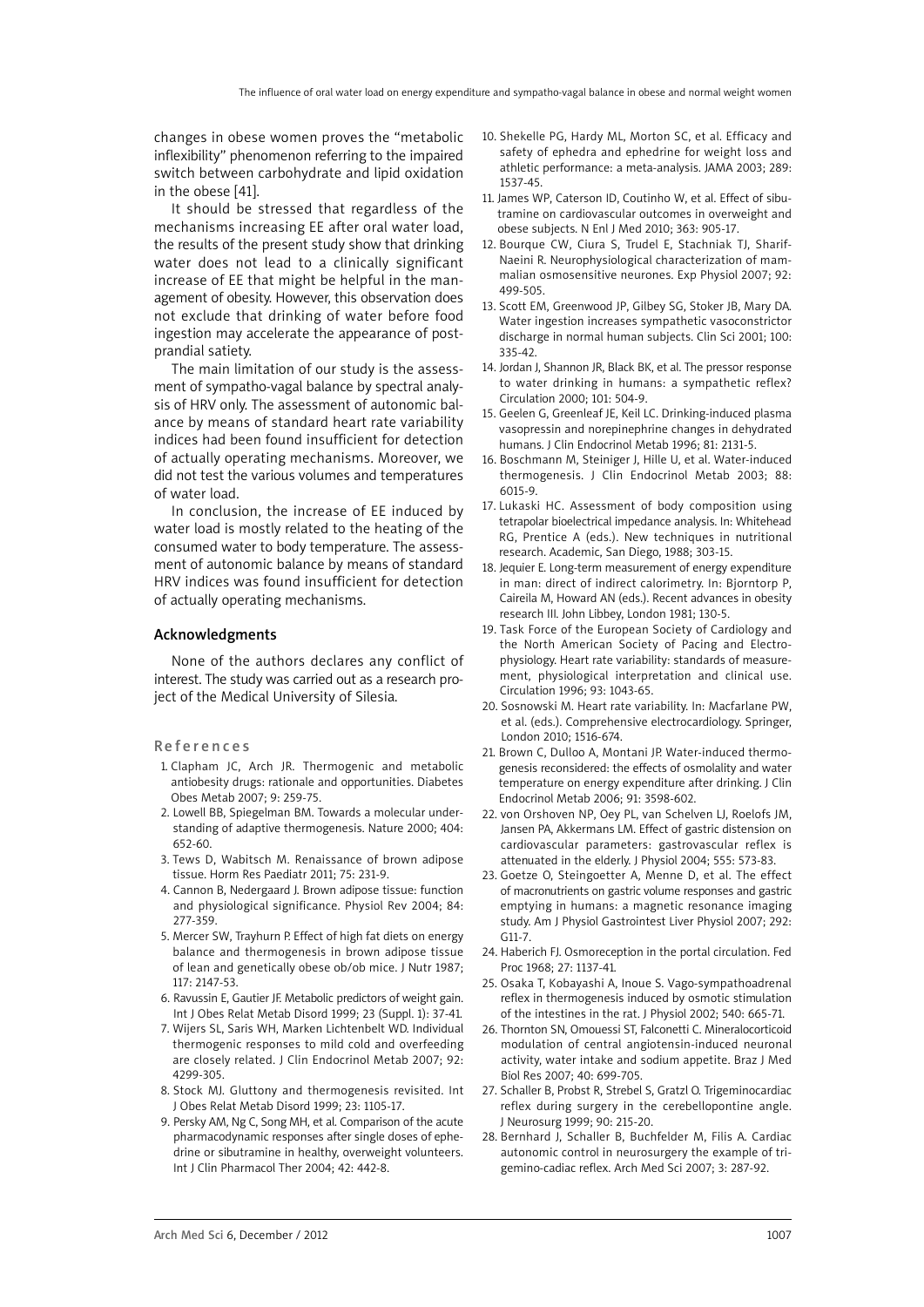changes in obese women proves the "metabolic inflexibility" phenomenon referring to the impaired switch between carbohydrate and lipid oxidation in the obese [41].

It should be stressed that regardless of the mechanisms increasing EE after oral water load, the results of the present study show that drinking water does not lead to a clinically significant increase of EE that might be helpful in the management of obesity. However, this observation does not exclude that drinking of water before food ingestion may accelerate the appearance of postprandial satiety.

The main limitation of our study is the assessment of sympatho-vagal balance by spectral analysis of HRV only. The assessment of autonomic balance by means of standard heart rate variability indices had been found insufficient for detection of actually operating mechanisms. Moreover, we did not test the various volumes and temperatures of water load.

In conclusion, the increase of EE induced by water load is mostly related to the heating of the consumed water to body temperature. The assessment of autonomic balance by means of standard HRV indices was found insufficient for detection of actually operating mechanisms.

## Acknowledgments

None of the authors declares any conflict of interest. The study was carried out as a research project of the Medical University of Silesia.

## References

1. Clapham JC, Arch JR. Thermogenic and metabolic antiobesity drugs: rationale and opportunities. Diabetes Obes Metab 2007; 9: 259-75.
2. Lowell BB, Spiegelman BM. Towards a molecular understanding of adaptive thermogenesis. Nature 2000; 404: 652-60.
3. Tews D, Wabitsch M. Renaissance of brown adipose tissue. Horm Res Paediatr 2011; 75: 231-9.
4. Cannon B, Nedergaard J. Brown adipose tissue: function and physiological significance. Physiol Rev 2004; 84: 277-359.
5. Mercer SW, Trayhurn P. Effect of high fat diets on energy balance and thermogenesis in brown adipose tissue of lean and genetically obese ob/ob mice. J Nutr 1987; 117: 2147-53.
6. Ravussin E, Gautier JF. Metabolic predictors of weight gain. Int J Obes Relat Metab Disord 1999; 23 (Suppl. 1): 37-41.
7. Wijers SL, Saris WH, Marken Lichtenbelt WD. Individual thermogenic responses to mild cold and overfeeding are closely related. J Clin Endocrinol Metab 2007; 92: 4299-305.
8. Stock MJ. Gluttony and thermogenesis revisited. Int J Obes Relat Metab Disord 1999; 23: 1105-17.
9. Persky AM, Ng C, Song MH, et al. Comparison of the acute pharmacodynamic responses after single doses of ephedrine or sibutramine in healthy, overweight volunteers. Int J Clin Pharmacol Ther 2004; 42: 442-8.
10. Shekelle PG, Hardy ML, Morton SC, et al. Efficacy and safety of ephedra and ephedrine for weight loss and athletic performance: a meta-analysis. JAMA 2003; 289: 1537-45.
11. James WP, Caterson ID, Coutinho W, et al. Effect of sibutramine on cardiovascular outcomes in overweight and obese subjects. N Enl J Med 2010; 363: 905-17.
12. Bourque CW, Ciura S, Trudel E, Stachniak TJ, Sharif-Naeini R. Neurophysiological characterization of mammalian osmosensitive neurones. Exp Physiol 2007; 92: 499-505.
13. Scott EM, Greenwood JP, Gilbey SG, Stoker JB, Mary DA. Water ingestion increases sympathetic vasoconstrictor discharge in normal human subjects. Clin Sci 2001; 100: 335-42.
14. Jordan J, Shannon JR, Black BK, et al. The pressor response to water drinking in humans: a sympathetic reflex? Circulation 2000; 101: 504-9.
15. Geelen G, Greenleaf JE, Keil LC. Drinking-induced plasma vasopressin and norepinephrine changes in dehydrated humans. J Clin Endocrinol Metab 1996; 81: 2131-5.
16. Boschmann M, Steiniger J, Hille U, et al. Water-induced thermogenesis. J Clin Endocrinol Metab 2003; 88: 6015-9.
17. Lukaski HC. Assessment of body composition using tetrapolar bioelectrical impedance analysis. In: Whitehead RG, Prentice A (eds.). New techniques in nutritional research. Academic, San Diego, 1988; 303-15.
18. Jequier E. Long-term measurement of energy expenditure in man: direct of indirect calorimetry. In: Bjorntorp P, Caireila M, Howard AN (eds.). Recent advances in obesity research III. John Libbey, London 1981; 130-5.
19. Task Force of the European Society of Cardiology and the North American Society of Pacing and Electrophysiology. Heart rate variability: standards of measurement, physiological interpretation and clinical use. Circulation 1996; 93: 1043-65.
20. Sosnowski M. Heart rate variability. In: Macfarlane PW, et al. (eds.). Comprehensive electrocardiology. Springer, London 2010; 1516-674.
21. Brown C, Dulloo A, Montani JP. Water-induced thermogenesis reconsidered: the effects of osmolality and water temperature on energy expenditure after drinking. J Clin Endocrinol Metab 2006; 91: 3598-602.
22. von Orshoven NP, Oey PL, van Schelven LJ, Roelofs JM, Jansen PA, Akkermans LM. Effect of gastric distension on cardiovascular parameters: gastrovascular reflex is attenuated in the elderly. J Physiol 2004; 555: 573-83.
23. Goetze O, Steingoetter A, Menne D, et al. The effect of macronutrients on gastric volume responses and gastric emptying in humans: a magnetic resonance imaging study. Am J Physiol Gastrointest Liver Physiol 2007; 292: G11-7.
24. Haberich FJ. Osmoreception in the portal circulation. Fed Proc 1968; 27: 1137-41.
25. Osaka T, Kobayashi A, Inoue S. Vago-sympathoadrenal reflex in thermogenesis induced by osmotic stimulation of the intestines in the rat. J Physiol 2002; 540: 665-71.
26. Thornton SN, Omouessi ST, Falconetti C. Mineralocorticoid modulation of central angiotensin-induced neuronal activity, water intake and sodium appetite. Braz J Med Biol Res 2007; 40: 699-705.
27. Schaller B, Probst R, Strebel S, Gratzl O. Trigeminocardiac reflex during surgery in the cerebellopontine angle. J Neurosurg 1999; 90: 215-20.
28. Bernhard J, Schaller B, Buchfelder M, Filis A. Cardiac autonomic control in neurosurgery the example of trigemino-cadiac reflex. Arch Med Sci 2007; 3: 287-92.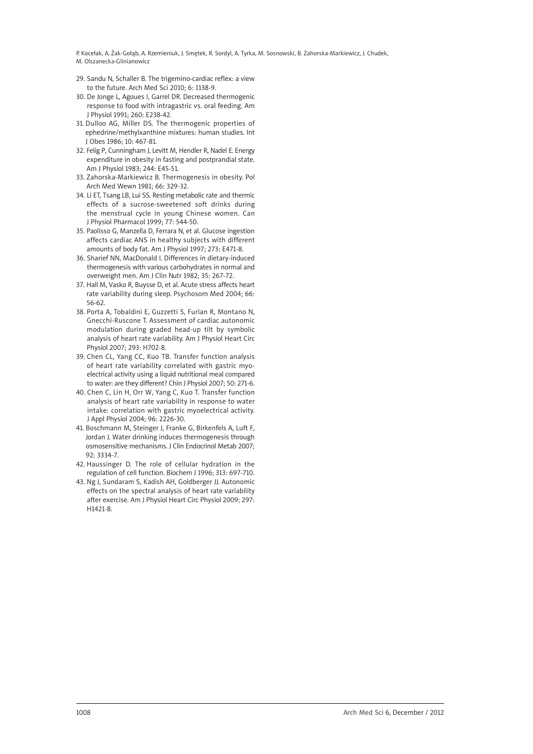29. Sandu N, Schaller B. The trigemino-cardiac reflex: a view to the future. Arch Med Sci 2010; 6: 1138-9.
30. De Jonge L, Agoues I, Garrel DR. Decreased thermogenic response to food with intragastric vs. oral feeding. Am J Physiol 1991; 260: E238-42.
31. Dulloo AG, Miller DS. The thermogenic properties of ephedrine/methylxanthine mixtures: human studies. Int J Obes 1986; 10: 467-81.
32. Felig P, Cunningham J, Levitt M, Hendler R, Nadel E. Energy expenditure in obesity in fasting and postprandial state. Am J Physiol 1983; 244: E45-51.
33. Zahorska-Markiewicz B. Thermogenesis in obesity. Pol Arch Med Wewn 1981; 66: 329-32.
34. Li ET, Tsang LB, Lui SS. Resting metabolic rate and thermic effects of a sucrose-sweetened soft drinks during the menstrual cycle in young Chinese women. Can J Physiol Pharmacol 1999; 77: 544-50.
35. Paolisso G, Manzella D, Ferrara N, et al. Glucose ingestion affects cardiac ANS in healthy subjects with different amounts of body fat. Am J Physiol 1997; 273: E471-8.
36. Sharief NN, MacDonald I. Differences in dietary-induced thermogenesis with various carbohydrates in normal and overweight men. Am J Clin Nutr 1982; 35: 267-72.
37. Hall M, Vasko R, Buysse D, et al. Acute stress affects heart rate variability during sleep. Psychosom Med 2004; 66: 56-62.
38. Porta A, Tobaldini E, Guzzetti S, Furlan R, Montano N, Gnecchi-Ruscone T. Assessment of cardiac autonomic modulation during graded head-up tilt by symbolic analysis of heart rate variability. Am J Physiol Heart Circ Physiol 2007; 293: H702-8.
39. Chen CL, Yang CC, Kuo TB. Transfer function analysis of heart rate variability correlated with gastric myoelectrical activity using a liquid nutritional meal compared to water: are they different? Chin J Physiol 2007; 50: 271-6.
40. Chen C, Lin H, Orr W, Yang C, Kuo T. Transfer function analysis of heart rate variability in response to water intake: correlation with gastric myoelectrical activity. J Appl Physiol 2004; 96: 2226-30.
41. Boschmann M, Steinger J, Franke G, Birkenfels A, Luft F, Jordan J. Water drinking induces thermogenesis through osmosensitive mechanisms. J Clin Endocrinol Metab 2007; 92: 3334-7.
42. Haussinger D. The role of cellular hydration in the regulation of cell function. Biochem J 1996; 313: 697-710.
43. Ng J, Sundaram S, Kadish AH, Goldberger JJ. Autonomic effects on the spectral analysis of heart rate variability after exercise. Am J Physiol Heart Circ Physiol 2009; 297: H1421-8.